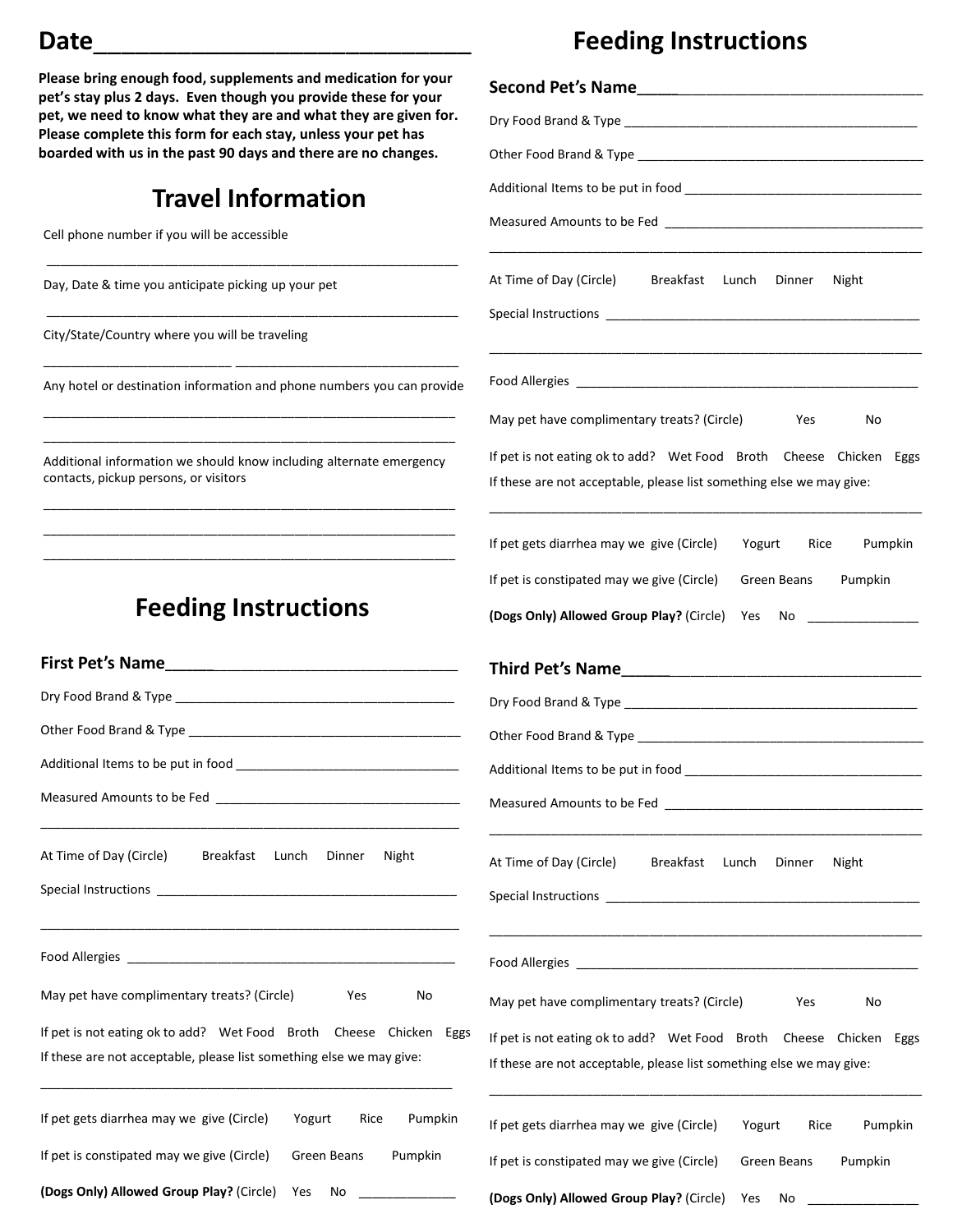# Date________________________________

**Please bring enough food, supplements and medication for your pet's stay plus 2 days. Even though you provide these for your pet, we need to know what they are and what they are given for. Please complete this form for each stay, unless your pet has boarded with us in the past 90 days and there are no changes.**

## Travel Information

Cell phone number if you will be accessible

____________________________________________________________

Day, Date & time you anticipate picking up your pet

____________________________________________________________

City/State/Country where you will be traveling

___________________________ ________________________________

Any hotel or destination information and phone numbers you can provide

____________________________________________________________

____________________________________________________________

Additional information we should know including alternate emergency contacts, pickup persons, or visitors

____________________________________________________________

____________________________________________________________

____________________________________________________________

## Feeding Instructions

### First Pet's Name________________________________

Dry Food Brand & Type ________________________________________

Other Food Brand & Type ________________________________________

Additional Items to be put in food ________________________________

Measured Amounts to be Fed ____________________________________

____________________________________________________________

At Time of Day (Circle) Breakfast Lunch Dinner Night

Special Instructions ____________________________________________

____________________________________________________________

Food Allergies _________________________________________________

May pet have complimentary treats? (Circle) Yes No

If pet is not eating ok to add? Wet Food Broth Cheese Chicken Eggs
If these are not acceptable, please list something else we may give:

____________________________________________________________

If pet gets diarrhea may we give (Circle) Yogurt Rice Pumpkin

If pet is constipated may we give (Circle) Green Beans Pumpkin

**(Dogs Only) Allowed Group Play?** (Circle) Yes No ______________

## Feeding Instructions

### Second Pet's Name________________________________

Dry Food Brand & Type ________________________________________

Other Food Brand & Type ________________________________________

Additional Items to be put in food ________________________________

Measured Amounts to be Fed ____________________________________

____________________________________________________________

At Time of Day (Circle) Breakfast Lunch Dinner Night

Special Instructions ____________________________________________

____________________________________________________________

Food Allergies _________________________________________________

May pet have complimentary treats? (Circle) Yes No

If pet is not eating ok to add? Wet Food Broth Cheese Chicken Eggs
If these are not acceptable, please list something else we may give:

____________________________________________________________

If pet gets diarrhea may we give (Circle) Yogurt Rice Pumpkin

If pet is constipated may we give (Circle) Green Beans Pumpkin

**(Dogs Only) Allowed Group Play?** (Circle) Yes No ______________

### Third Pet's Name________________________________

Dry Food Brand & Type ________________________________________

Other Food Brand & Type ________________________________________

Additional Items to be put in food ________________________________

Measured Amounts to be Fed ____________________________________

____________________________________________________________

At Time of Day (Circle) Breakfast Lunch Dinner Night

Special Instructions ____________________________________________

____________________________________________________________

Food Allergies _________________________________________________

May pet have complimentary treats? (Circle) Yes No

If pet is not eating ok to add? Wet Food Broth Cheese Chicken Eggs
If these are not acceptable, please list something else we may give:

____________________________________________________________

If pet gets diarrhea may we give (Circle) Yogurt Rice Pumpkin

If pet is constipated may we give (Circle) Green Beans Pumpkin

**(Dogs Only) Allowed Group Play?** (Circle) Yes No ______________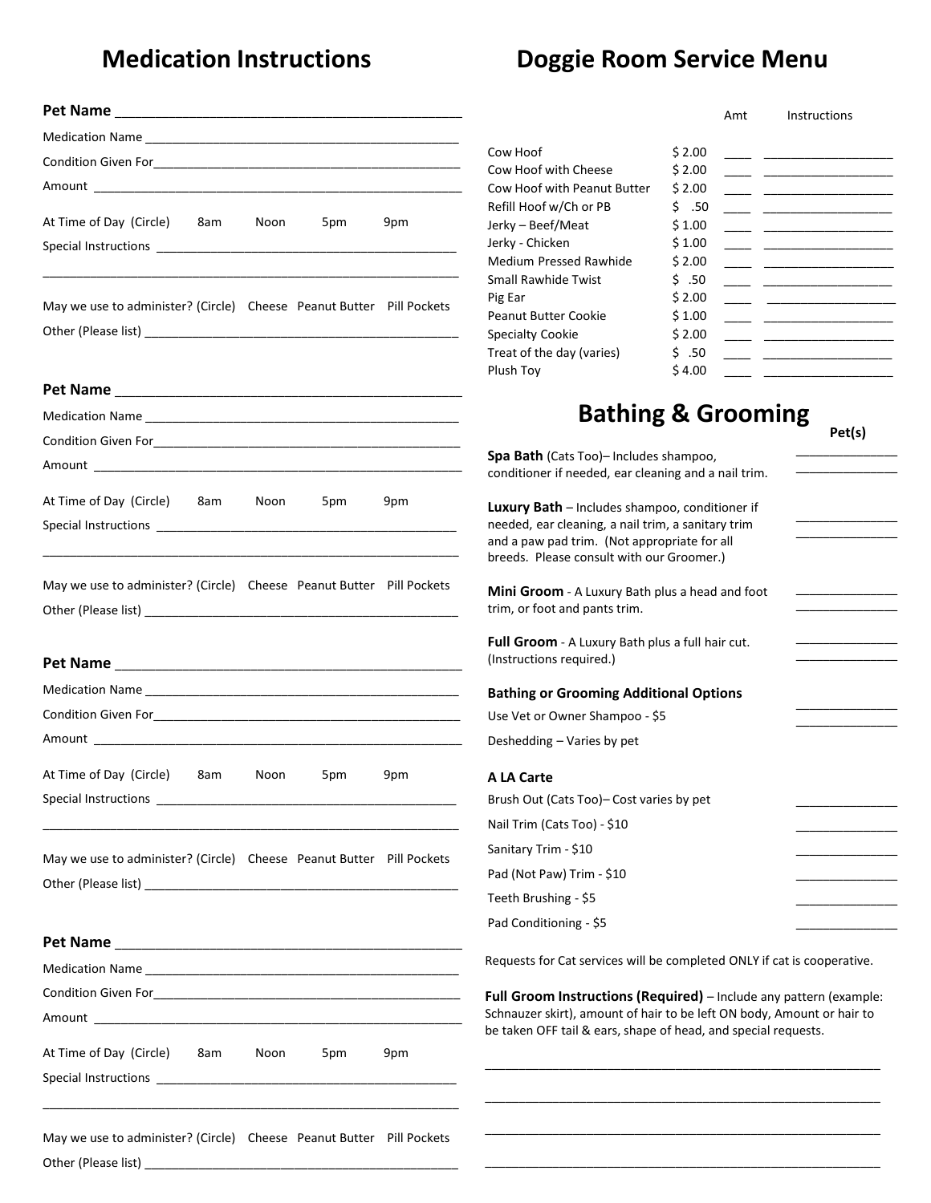# Medication Instructions

**Pet Name** ____________________________________________

Medication Name ____________________________________________

Condition Given For____________________________________________

Amount ____________________________________________

At Time of Day (Circle) 8am Noon 5pm 9pm

Special Instructions ____________________________________________

____________________________________________________________

May we use to administer? (Circle) Cheese Peanut Butter Pill Pockets

Other (Please list) ____________________________________________

**Pet Name** ____________________________________________

Medication Name ____________________________________________

Condition Given For____________________________________________

Amount ____________________________________________

At Time of Day (Circle) 8am Noon 5pm 9pm

Special Instructions ____________________________________________

____________________________________________________________

May we use to administer? (Circle) Cheese Peanut Butter Pill Pockets

Other (Please list) ____________________________________________

**Pet Name** ____________________________________________

Medication Name ____________________________________________

Condition Given For____________________________________________

Amount ____________________________________________

At Time of Day (Circle) 8am Noon 5pm 9pm

Special Instructions ____________________________________________

____________________________________________________________

May we use to administer? (Circle) Cheese Peanut Butter Pill Pockets

Other (Please list) ____________________________________________

**Pet Name** ____________________________________________

Medication Name ____________________________________________

Condition Given For____________________________________________

Amount ____________________________________________

At Time of Day (Circle) 8am Noon 5pm 9pm

Special Instructions ____________________________________________

____________________________________________________________

May we use to administer? (Circle) Cheese Peanut Butter Pill Pockets

Other (Please list) ____________________________________________

# Doggie Room Service Menu

| | | Amt | Instructions |
|---|---|---|---|
| Cow Hoof | $ 2.00 | ____ | __________________ |
| Cow Hoof with Cheese | $ 2.00 | ____ | __________________ |
| Cow Hoof with Peanut Butter | $ 2.00 | ____ | __________________ |
| Refill Hoof w/Ch or PB | $ .50 | ____ | __________________ |
| Jerky – Beef/Meat | $ 1.00 | ____ | __________________ |
| Jerky - Chicken | $ 1.00 | ____ | __________________ |
| Medium Pressed Rawhide | $ 2.00 | ____ | __________________ |
| Small Rawhide Twist | $ .50 | ____ | __________________ |
| Pig Ear | $ 2.00 | ____ | __________________ |
| Peanut Butter Cookie | $ 1.00 | ____ | __________________ |
| Specialty Cookie | $ 2.00 | ____ | __________________ |
| Treat of the day (varies) | $ .50 | ____ | __________________ |
| Plush Toy | $ 4.00 | ____ | __________________ |

# Bathing & Grooming

**Pet(s)**

**Spa Bath** (Cats Too)– Includes shampoo, conditioner if needed, ear cleaning and a nail trim. ______________ ______________

**Luxury Bath** – Includes shampoo, conditioner if needed, ear cleaning, a nail trim, a sanitary trim and a paw pad trim. (Not appropriate for all breeds. Please consult with our Groomer.) ______________ ______________

**Mini Groom** - A Luxury Bath plus a head and foot trim, or foot and pants trim. ______________ ______________

**Full Groom** - A Luxury Bath plus a full hair cut. (Instructions required.) ______________ ______________

**Bathing or Grooming Additional Options**

Use Vet or Owner Shampoo - $5 ______________ ______________

Deshedding – Varies by pet

**A LA Carte**

Brush Out (Cats Too)– Cost varies by pet ______________

Nail Trim (Cats Too) - $10 ______________

Sanitary Trim - $10 ______________

Pad (Not Paw) Trim - $10 ______________

Teeth Brushing - $5 ______________

Pad Conditioning - $5 ______________

Requests for Cat services will be completed ONLY if cat is cooperative.

**Full Groom Instructions (Required)** – Include any pattern (example: Schnauzer skirt), amount of hair to be left ON body, Amount or hair to be taken OFF tail & ears, shape of head, and special requests.

____________________________________________________________

____________________________________________________________

____________________________________________________________

____________________________________________________________